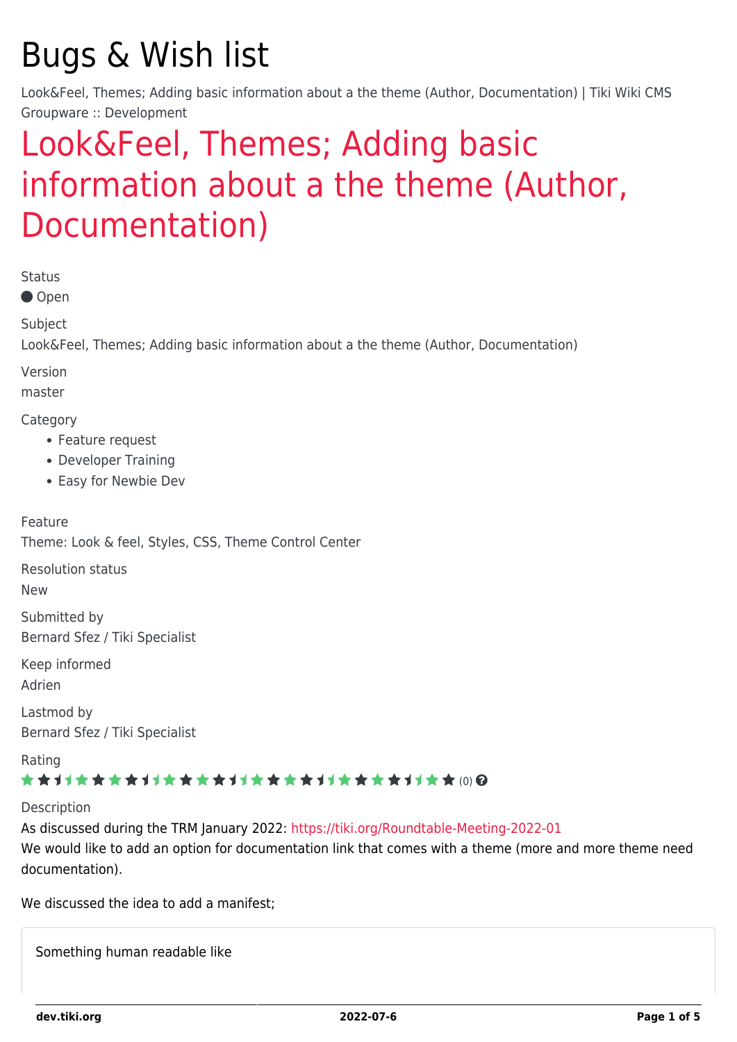# Bugs & Wish list

Look&Feel, Themes; Adding basic information about a the theme (Author, Documentation) | Tiki Wiki CMS Groupware :: Development

## Look&Feel, Themes; Adding basic information about a the theme (Author, Documentation)

Status

● Open

Subject

Look&Feel, Themes; Adding basic information about a the theme (Author, Documentation)

Version

master

Category

- Feature request
- Developer Training
- Easy for Newbie Dev

Feature

Theme: Look & feel, Styles, CSS, Theme Control Center

Resolution status

New

Submitted by

Bernard Sfez / Tiki Specialist

Keep informed

Adrien

Lastmod by

Bernard Sfez / Tiki Specialist

Rating

(0)

Description

As discussed during the TRM January 2022: https://tiki.org/Roundtable-Meeting-2022-01

We would like to add an option for documentation link that comes with a theme (more and more theme need documentation).

We discussed the idea to add a manifest;

> Something human readable like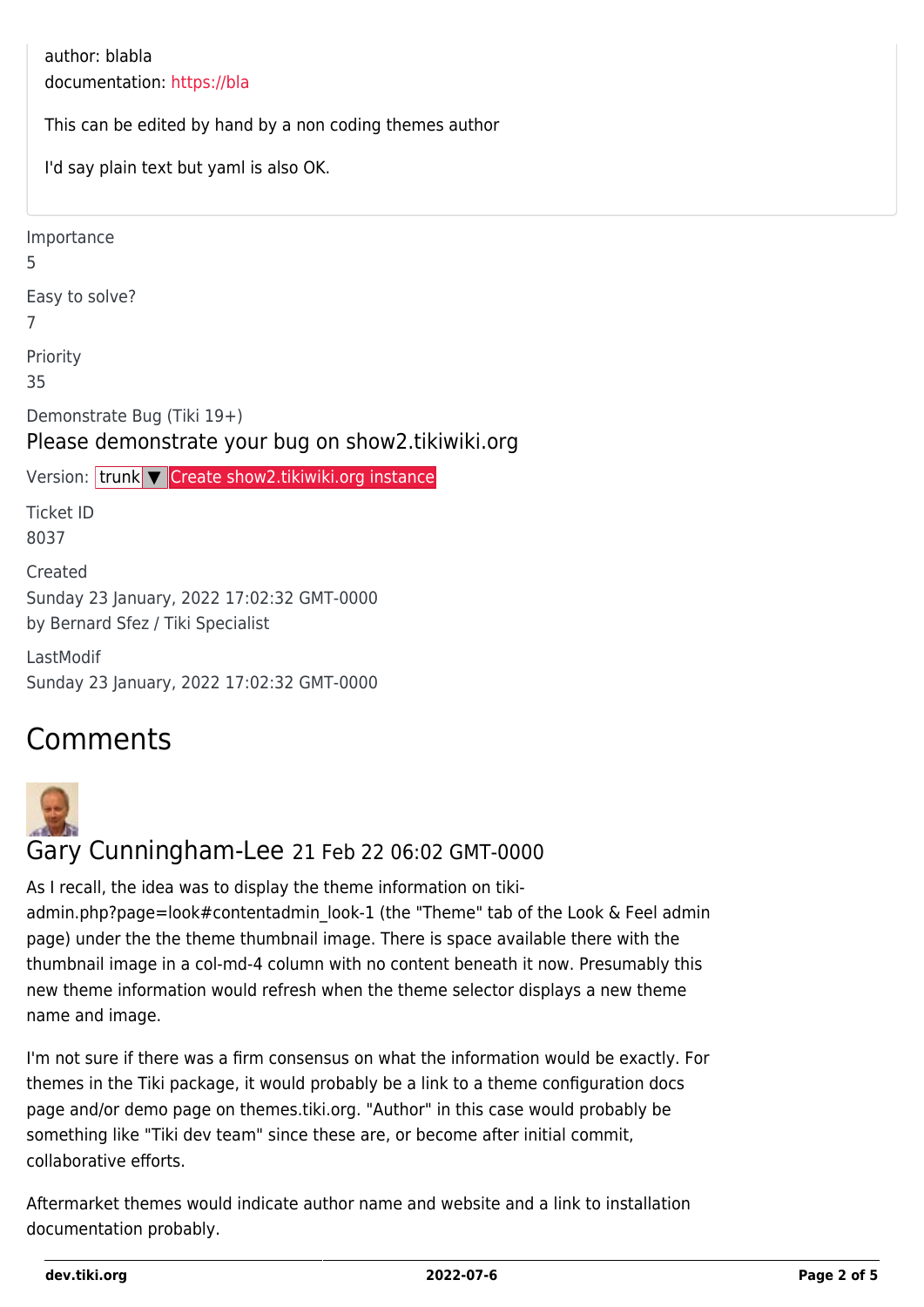author: blabla
documentation: https://bla

This can be edited by hand by a non coding themes author

I'd say plain text but yaml is also OK.

Importance
5

Easy to solve?
7

Priority
35

Demonstrate Bug (Tiki 19+)

Please demonstrate your bug on show2.tikiwiki.org

Version: trunk ▼ Create show2.tikiwiki.org instance

Ticket ID
8037

Created
Sunday 23 January, 2022 17:02:32 GMT-0000
by Bernard Sfez / Tiki Specialist

LastModif
Sunday 23 January, 2022 17:02:32 GMT-0000

## Comments

### Gary Cunningham-Lee 21 Feb 22 06:02 GMT-0000

As I recall, the idea was to display the theme information on tiki-admin.php?page=look#contentadmin_look-1 (the "Theme" tab of the Look & Feel admin page) under the the theme thumbnail image. There is space available there with the thumbnail image in a col-md-4 column with no content beneath it now. Presumably this new theme information would refresh when the theme selector displays a new theme name and image.

I'm not sure if there was a firm consensus on what the information would be exactly. For themes in the Tiki package, it would probably be a link to a theme configuration docs page and/or demo page on themes.tiki.org. "Author" in this case would probably be something like "Tiki dev team" since these are, or become after initial commit, collaborative efforts.

Aftermarket themes would indicate author name and website and a link to installation documentation probably.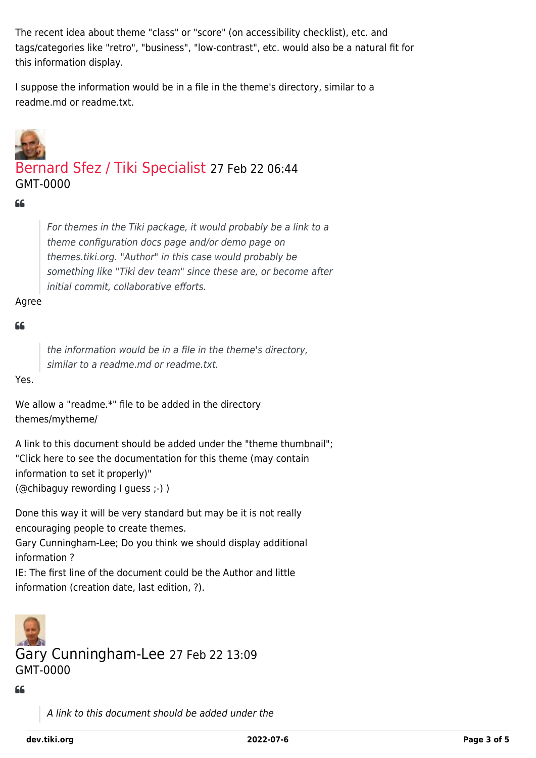The recent idea about theme "class" or "score" (on accessibility checklist), etc. and tags/categories like "retro", "business", "low-contrast", etc. would also be a natural fit for this information display.

I suppose the information would be in a file in the theme's directory, similar to a readme.md or readme.txt.

Bernard Sfez / Tiki Specialist 27 Feb 22 06:44 GMT-0000

> *For themes in the Tiki package, it would probably be a link to a theme configuration docs page and/or demo page on themes.tiki.org. "Author" in this case would probably be something like "Tiki dev team" since these are, or become after initial commit, collaborative efforts.*

Agree

> *the information would be in a file in the theme's directory, similar to a readme.md or readme.txt.*

Yes.

We allow a "readme.*" file to be added in the directory themes/mytheme/

A link to this document should be added under the "theme thumbnail";
"Click here to see the documentation for this theme (may contain information to set it properly)"
(@chibaguy rewording I guess ;-) )

Done this way it will be very standard but may be it is not really encouraging people to create themes.
Gary Cunningham-Lee; Do you think we should display additional information ?
IE: The first line of the document could be the Author and little information (creation date, last edition, ?).

Gary Cunningham-Lee 27 Feb 22 13:09 GMT-0000

> *A link to this document should be added under the*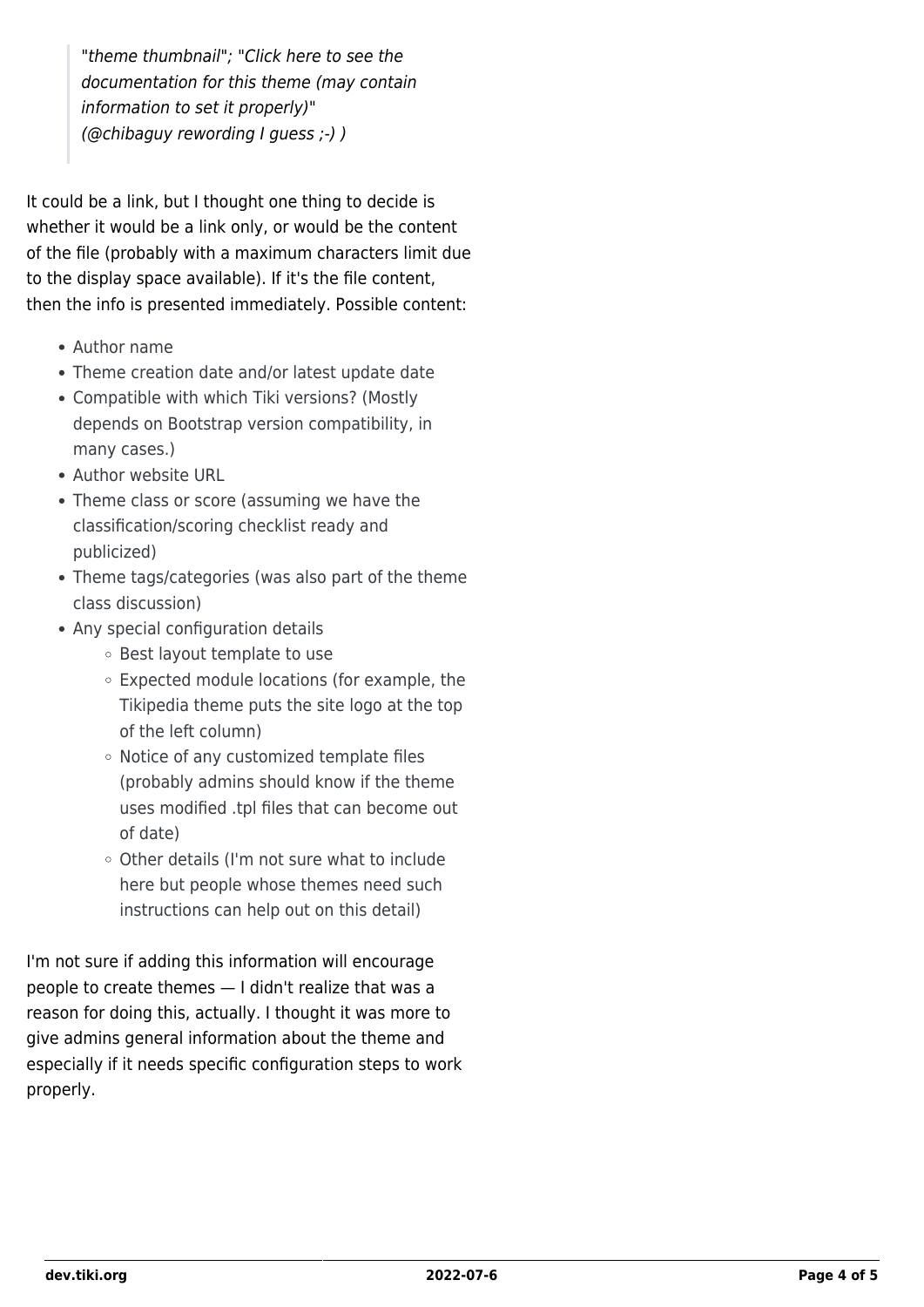> *"theme thumbnail"; "Click here to see the documentation for this theme (may contain information to set it properly)"*
> *(@chibaguy rewording I guess ;-) )*

It could be a link, but I thought one thing to decide is whether it would be a link only, or would be the content of the file (probably with a maximum characters limit due to the display space available). If it's the file content, then the info is presented immediately. Possible content:

- Author name
- Theme creation date and/or latest update date
- Compatible with which Tiki versions? (Mostly depends on Bootstrap version compatibility, in many cases.)
- Author website URL
- Theme class or score (assuming we have the classification/scoring checklist ready and publicized)
- Theme tags/categories (was also part of the theme class discussion)
- Any special configuration details
  - Best layout template to use
  - Expected module locations (for example, the Tikipedia theme puts the site logo at the top of the left column)
  - Notice of any customized template files (probably admins should know if the theme uses modified .tpl files that can become out of date)
  - Other details (I'm not sure what to include here but people whose themes need such instructions can help out on this detail)

I'm not sure if adding this information will encourage people to create themes — I didn't realize that was a reason for doing this, actually. I thought it was more to give admins general information about the theme and especially if it needs specific configuration steps to work properly.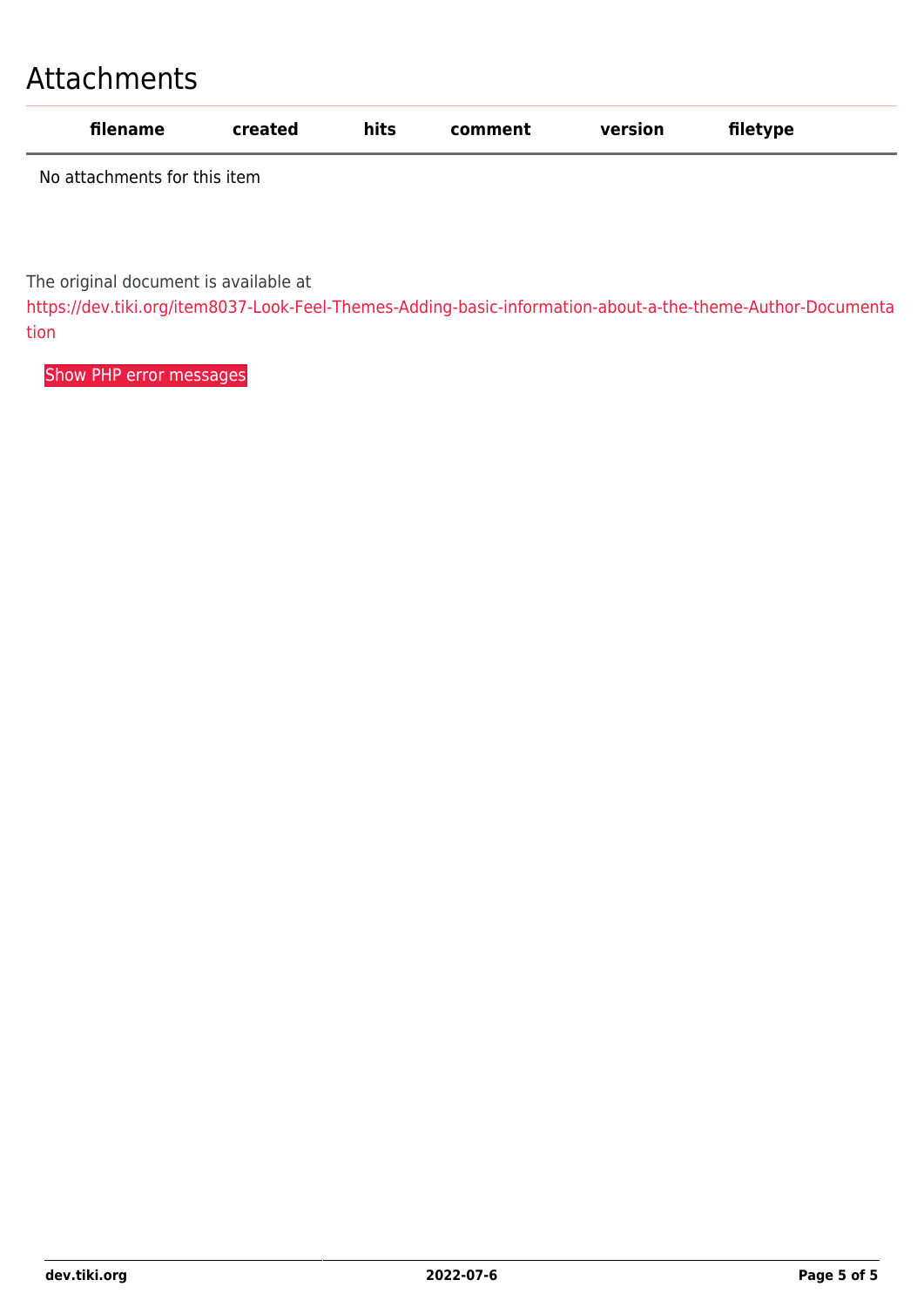# Attachments

| filename | created | hits | comment | version | filetype |
|---|---|---|---|---|---|

No attachments for this item

The original document is available at https://dev.tiki.org/item8037-Look-Feel-Themes-Adding-basic-information-about-a-the-theme-Author-Documentation

Show PHP error messages